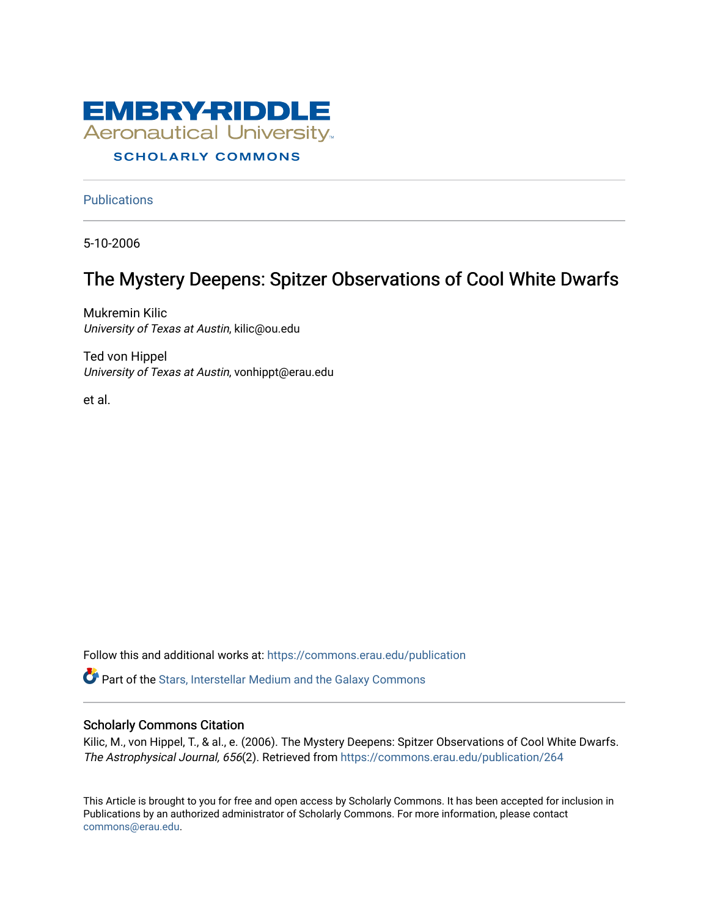EMBRY-RIDDLE
Aeronautical University
SCHOLARLY COMMONS

Publications

5-10-2006

# The Mystery Deepens: Spitzer Observations of Cool White Dwarfs

Mukremin Kilic
*University of Texas at Austin*, kilic@ou.edu

Ted von Hippel
*University of Texas at Austin*, vonhippt@erau.edu

et al.

Follow this and additional works at: https://commons.erau.edu/publication

Part of the Stars, Interstellar Medium and the Galaxy Commons

## Scholarly Commons Citation

Kilic, M., von Hippel, T., & al., e. (2006). The Mystery Deepens: Spitzer Observations of Cool White Dwarfs. *The Astrophysical Journal, 656*(2). Retrieved from https://commons.erau.edu/publication/264

This Article is brought to you for free and open access by Scholarly Commons. It has been accepted for inclusion in Publications by an authorized administrator of Scholarly Commons. For more information, please contact commons@erau.edu.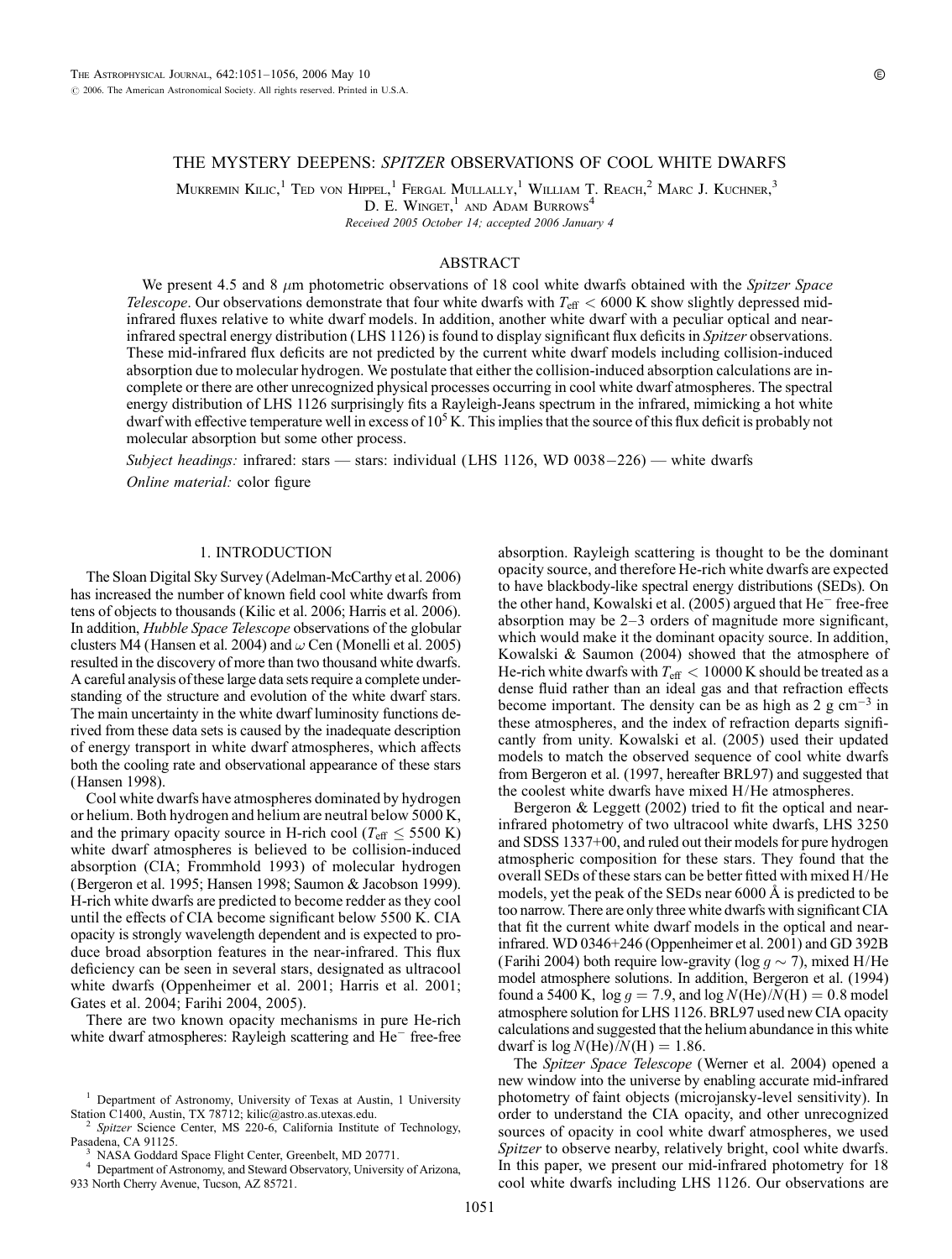THE MYSTERY DEEPENS: *SPITZER* OBSERVATIONS OF COOL WHITE DWARFS

Mukremin Kilic,[1] Ted von Hippel,[1] Fergal Mullally,[1] William T. Reach,[2] Marc J. Kuchner,[3] D. E. Winget,[1] and Adam Burrows[4]

*Received 2005 October 14; accepted 2006 January 4*

## ABSTRACT

We present 4.5 and 8 $\mu$m photometric observations of 18 cool white dwarfs obtained with the *Spitzer Space Telescope*. Our observations demonstrate that four white dwarfs with $T_{\rm eff} < 6000$ K show slightly depressed mid-infrared fluxes relative to white dwarf models. In addition, another white dwarf with a peculiar optical and near-infrared spectral energy distribution (LHS 1126) is found to display significant flux deficits in *Spitzer* observations. These mid-infrared flux deficits are not predicted by the current white dwarf models including collision-induced absorption due to molecular hydrogen. We postulate that either the collision-induced absorption calculations are incomplete or there are other unrecognized physical processes occurring in cool white dwarf atmospheres. The spectral energy distribution of LHS 1126 surprisingly fits a Rayleigh-Jeans spectrum in the infrared, mimicking a hot white dwarf with effective temperature well in excess of $10^5$ K. This implies that the source of this flux deficit is probably not molecular absorption but some other process.

*Subject headings:* infrared: stars — stars: individual (LHS 1126, WD 0038−226) — white dwarfs

*Online material:* color figure

## 1. INTRODUCTION

The Sloan Digital Sky Survey (Adelman-McCarthy et al. 2006) has increased the number of known field cool white dwarfs from tens of objects to thousands (Kilic et al. 2006; Harris et al. 2006). In addition, *Hubble Space Telescope* observations of the globular clusters M4 (Hansen et al. 2004) and $\omega$ Cen (Monelli et al. 2005) resulted in the discovery of more than two thousand white dwarfs. A careful analysis of these large data sets require a complete understanding of the structure and evolution of the white dwarf stars. The main uncertainty in the white dwarf luminosity functions derived from these data sets is caused by the inadequate description of energy transport in white dwarf atmospheres, which affects both the cooling rate and observational appearance of these stars (Hansen 1998).

Cool white dwarfs have atmospheres dominated by hydrogen or helium. Both hydrogen and helium are neutral below 5000 K, and the primary opacity source in H-rich cool ($T_{\rm eff} \leq 5500$ K) white dwarf atmospheres is believed to be collision-induced absorption (CIA; Frommhold 1993) of molecular hydrogen (Bergeron et al. 1995; Hansen 1998; Saumon & Jacobson 1999). H-rich white dwarfs are predicted to become redder as they cool until the effects of CIA become significant below 5500 K. CIA opacity is strongly wavelength dependent and is expected to produce broad absorption features in the near-infrared. This flux deficiency can be seen in several stars, designated as ultracool white dwarfs (Oppenheimer et al. 2001; Harris et al. 2001; Gates et al. 2004; Farihi 2004, 2005).

There are two known opacity mechanisms in pure He-rich white dwarf atmospheres: Rayleigh scattering and $He^-$ free-free absorption. Rayleigh scattering is thought to be the dominant opacity source, and therefore He-rich white dwarfs are expected to have blackbody-like spectral energy distributions (SEDs). On the other hand, Kowalski et al. (2005) argued that $He^-$ free-free absorption may be 2–3 orders of magnitude more significant, which would make it the dominant opacity source. In addition, Kowalski & Saumon (2004) showed that the atmosphere of He-rich white dwarfs with $T_{\rm eff} < 10000$ K should be treated as a dense fluid rather than an ideal gas and that refraction effects become important. The density can be as high as 2 g cm$^{-3}$ in these atmospheres, and the index of refraction departs significantly from unity. Kowalski et al. (2005) used their updated models to match the observed sequence of cool white dwarfs from Bergeron et al. (1997, hereafter BRL97) and suggested that the coolest white dwarfs have mixed H/He atmospheres.

Bergeron & Leggett (2002) tried to fit the optical and near-infrared photometry of two ultracool white dwarfs, LHS 3250 and SDSS 1337+00, and ruled out their models for pure hydrogen atmospheric composition for these stars. They found that the overall SEDs of these stars can be better fitted with mixed H/He models, yet the peak of the SEDs near 6000 Å is predicted to be too narrow. There are only three white dwarfs with significant CIA that fit the current white dwarf models in the optical and near-infrared. WD 0346+246 (Oppenheimer et al. 2001) and GD 392B (Farihi 2004) both require low-gravity ($\log g \sim 7$), mixed H/He model atmosphere solutions. In addition, Bergeron et al. (1994) found a 5400 K, $\log g = 7.9$, and $\log N({\rm He})/N({\rm H}) = 0.8$ model atmosphere solution for LHS 1126. BRL97 used new CIA opacity calculations and suggested that the helium abundance in this white dwarf is $\log N({\rm He})/N({\rm H}) = 1.86$.

The *Spitzer Space Telescope* (Werner et al. 2004) opened a new window into the universe by enabling accurate mid-infrared photometry of faint objects (microjansky-level sensitivity). In order to understand the CIA opacity, and other unrecognized sources of opacity in cool white dwarf atmospheres, we used *Spitzer* to observe nearby, relatively bright, cool white dwarfs. In this paper, we present our mid-infrared photometry for 18 cool white dwarfs including LHS 1126. Our observations are

[1] Department of Astronomy, University of Texas at Austin, 1 University Station C1400, Austin, TX 78712; kilic@astro.as.utexas.edu.

[2] *Spitzer* Science Center, MS 220-6, California Institute of Technology, Pasadena, CA 91125.

[3] NASA Goddard Space Flight Center, Greenbelt, MD 20771.

[4] Department of Astronomy, and Steward Observatory, University of Arizona, 933 North Cherry Avenue, Tucson, AZ 85721.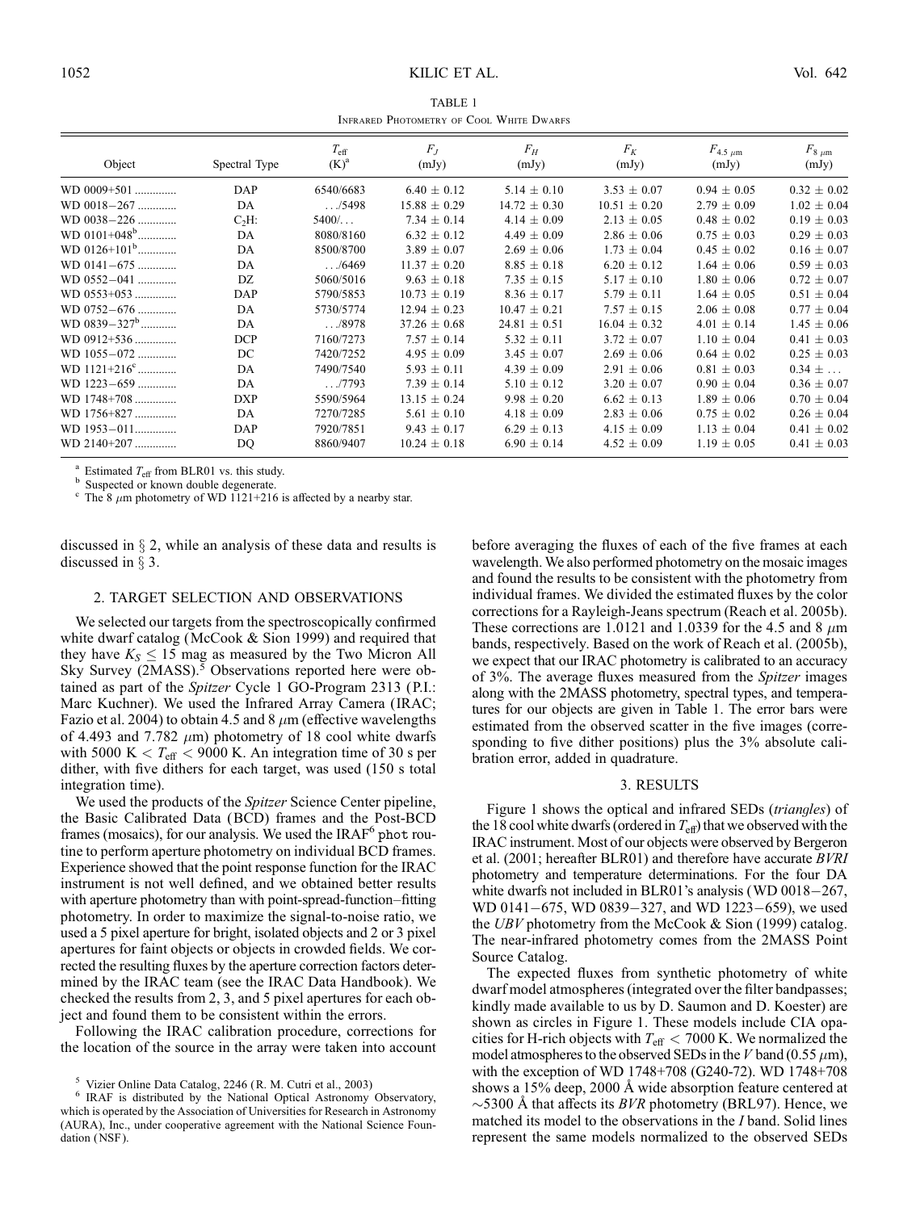TABLE 1

Infrared Photometry of Cool White Dwarfs

| Object | Spectral Type | $T_{\rm eff}$ (K)[a] | $F_J$ (mJy) | $F_H$ (mJy) | $F_K$ (mJy) | $F_{4.5\ \mu{\rm m}}$ (mJy) | $F_{8\ \mu{\rm m}}$ (mJy) |
|---|---|---|---|---|---|---|---|
| WD 0009+501 | DAP | 6540/6683 | 6.40 ± 0.12 | 5.14 ± 0.10 | 3.53 ± 0.07 | 0.94 ± 0.05 | 0.32 ± 0.02 |
| WD 0018−267 | DA | .../5498 | 15.88 ± 0.29 | 14.72 ± 0.30 | 10.51 ± 0.20 | 2.79 ± 0.09 | 1.02 ± 0.04 |
| WD 0038−226 | $C_2$H: | 5400/... | 7.34 ± 0.14 | 4.14 ± 0.09 | 2.13 ± 0.05 | 0.48 ± 0.02 | 0.19 ± 0.03 |
| WD 0101+048[b] | DA | 8080/8160 | 6.32 ± 0.12 | 4.49 ± 0.09 | 2.86 ± 0.06 | 0.75 ± 0.03 | 0.29 ± 0.03 |
| WD 0126+101[b] | DA | 8500/8700 | 3.89 ± 0.07 | 2.69 ± 0.06 | 1.73 ± 0.04 | 0.45 ± 0.02 | 0.16 ± 0.07 |
| WD 0141−675 | DA | .../6469 | 11.37 ± 0.20 | 8.85 ± 0.18 | 6.20 ± 0.12 | 1.64 ± 0.06 | 0.59 ± 0.03 |
| WD 0552−041 | DZ | 5060/5016 | 9.63 ± 0.18 | 7.35 ± 0.15 | 5.17 ± 0.10 | 1.80 ± 0.06 | 0.72 ± 0.07 |
| WD 0553+053 | DAP | 5790/5853 | 10.73 ± 0.19 | 8.36 ± 0.17 | 5.79 ± 0.11 | 1.64 ± 0.05 | 0.51 ± 0.04 |
| WD 0752−676 | DA | 5730/5774 | 12.94 ± 0.23 | 10.47 ± 0.21 | 7.57 ± 0.15 | 2.06 ± 0.08 | 0.77 ± 0.04 |
| WD 0839−327[b] | DA | .../8978 | 37.26 ± 0.68 | 24.81 ± 0.51 | 16.04 ± 0.32 | 4.01 ± 0.14 | 1.45 ± 0.06 |
| WD 0912+536 | DCP | 7160/7273 | 7.57 ± 0.14 | 5.32 ± 0.11 | 3.72 ± 0.07 | 1.10 ± 0.04 | 0.41 ± 0.03 |
| WD 1055−072 | DC | 7420/7252 | 4.95 ± 0.09 | 3.45 ± 0.07 | 2.69 ± 0.06 | 0.64 ± 0.02 | 0.25 ± 0.03 |
| WD 1121+216[c] | DA | 7490/7540 | 5.93 ± 0.11 | 4.39 ± 0.09 | 2.91 ± 0.06 | 0.81 ± 0.03 | 0.34 ± ... |
| WD 1223−659 | DA | .../7793 | 7.39 ± 0.14 | 5.10 ± 0.12 | 3.20 ± 0.07 | 0.90 ± 0.04 | 0.36 ± 0.07 |
| WD 1748+708 | DXP | 5590/5964 | 13.15 ± 0.24 | 9.98 ± 0.20 | 6.62 ± 0.13 | 1.89 ± 0.06 | 0.70 ± 0.04 |
| WD 1756+827 | DA | 7270/7285 | 5.61 ± 0.10 | 4.18 ± 0.09 | 2.83 ± 0.06 | 0.75 ± 0.02 | 0.26 ± 0.04 |
| WD 1953−011 | DAP | 7920/7851 | 9.43 ± 0.17 | 6.29 ± 0.13 | 4.15 ± 0.09 | 1.13 ± 0.04 | 0.41 ± 0.02 |
| WD 2140+207 | DQ | 8860/9407 | 10.24 ± 0.18 | 6.90 ± 0.14 | 4.52 ± 0.09 | 1.19 ± 0.05 | 0.41 ± 0.03 |

[a] Estimated $T_{\rm eff}$ from BLR01 vs. this study.
[b] Suspected or known double degenerate.
[c] The 8 μm photometry of WD 1121+216 is affected by a nearby star.

discussed in § 2, while an analysis of these data and results is discussed in § 3.

## 2. TARGET SELECTION AND OBSERVATIONS

We selected our targets from the spectroscopically confirmed white dwarf catalog (McCook & Sion 1999) and required that they have $K_S \leq 15$ mag as measured by the Two Micron All Sky Survey (2MASS).[5] Observations reported here were obtained as part of the *Spitzer* Cycle 1 GO-Program 2313 (P.I.: Marc Kuchner). We used the Infrared Array Camera (IRAC; Fazio et al. 2004) to obtain 4.5 and 8 μm (effective wavelengths of 4.493 and 7.782 μm) photometry of 18 cool white dwarfs with 5000 K $< T_{\rm eff} <$ 9000 K. An integration time of 30 s per dither, with five dithers for each target, was used (150 s total integration time).

We used the products of the *Spitzer* Science Center pipeline, the Basic Calibrated Data (BCD) frames and the Post-BCD frames (mosaics), for our analysis. We used the IRAF[6] `phot` routine to perform aperture photometry on individual BCD frames. Experience showed that the point response function for the IRAC instrument is not well defined, and we obtained better results with aperture photometry than with point-spread-function–fitting photometry. In order to maximize the signal-to-noise ratio, we used a 5 pixel aperture for bright, isolated objects and 2 or 3 pixel apertures for faint objects or objects in crowded fields. We corrected the resulting fluxes by the aperture correction factors determined by the IRAC team (see the IRAC Data Handbook). We checked the results from 2, 3, and 5 pixel apertures for each object and found them to be consistent within the errors.

Following the IRAC calibration procedure, corrections for the location of the source in the array were taken into account before averaging the fluxes of each of the five frames at each wavelength. We also performed photometry on the mosaic images and found the results to be consistent with the photometry from individual frames. We divided the estimated fluxes by the color corrections for a Rayleigh-Jeans spectrum (Reach et al. 2005b). These corrections are 1.0121 and 1.0339 for the 4.5 and 8 μm bands, respectively. Based on the work of Reach et al. (2005b), we expect that our IRAC photometry is calibrated to an accuracy of 3%. The average fluxes measured from the *Spitzer* images along with the 2MASS photometry, spectral types, and temperatures for our objects are given in Table 1. The error bars were estimated from the observed scatter in the five images (corresponding to five dither positions) plus the 3% absolute calibration error, added in quadrature.

## 3. RESULTS

Figure 1 shows the optical and infrared SEDs (*triangles*) of the 18 cool white dwarfs (ordered in $T_{\rm eff}$) that we observed with the IRAC instrument. Most of our objects were observed by Bergeron et al. (2001; hereafter BLR01) and therefore have accurate *BVRI* photometry and temperature determinations. For the four DA white dwarfs not included in BLR01's analysis (WD 0018−267, WD 0141−675, WD 0839−327, and WD 1223−659), we used the *UBV* photometry from the McCook & Sion (1999) catalog. The near-infrared photometry comes from the 2MASS Point Source Catalog.

The expected fluxes from synthetic photometry of white dwarf model atmospheres (integrated over the filter bandpasses; kindly made available to us by D. Saumon and D. Koester) are shown as circles in Figure 1. These models include CIA opacities for H-rich objects with $T_{\rm eff} <$ 7000 K. We normalized the model atmospheres to the observed SEDs in the *V* band (0.55 μm), with the exception of WD 1748+708 (G240-72). WD 1748+708 shows a 15% deep, 2000 Å wide absorption feature centered at ~5300 Å that affects its *BVR* photometry (BRL97). Hence, we matched its model to the observations in the *I* band. Solid lines represent the same models normalized to the observed SEDs

[5] Vizier Online Data Catalog, 2246 (R. M. Cutri et al., 2003)

[6] IRAF is distributed by the National Optical Astronomy Observatory, which is operated by the Association of Universities for Research in Astronomy (AURA), Inc., under cooperative agreement with the National Science Foundation (NSF).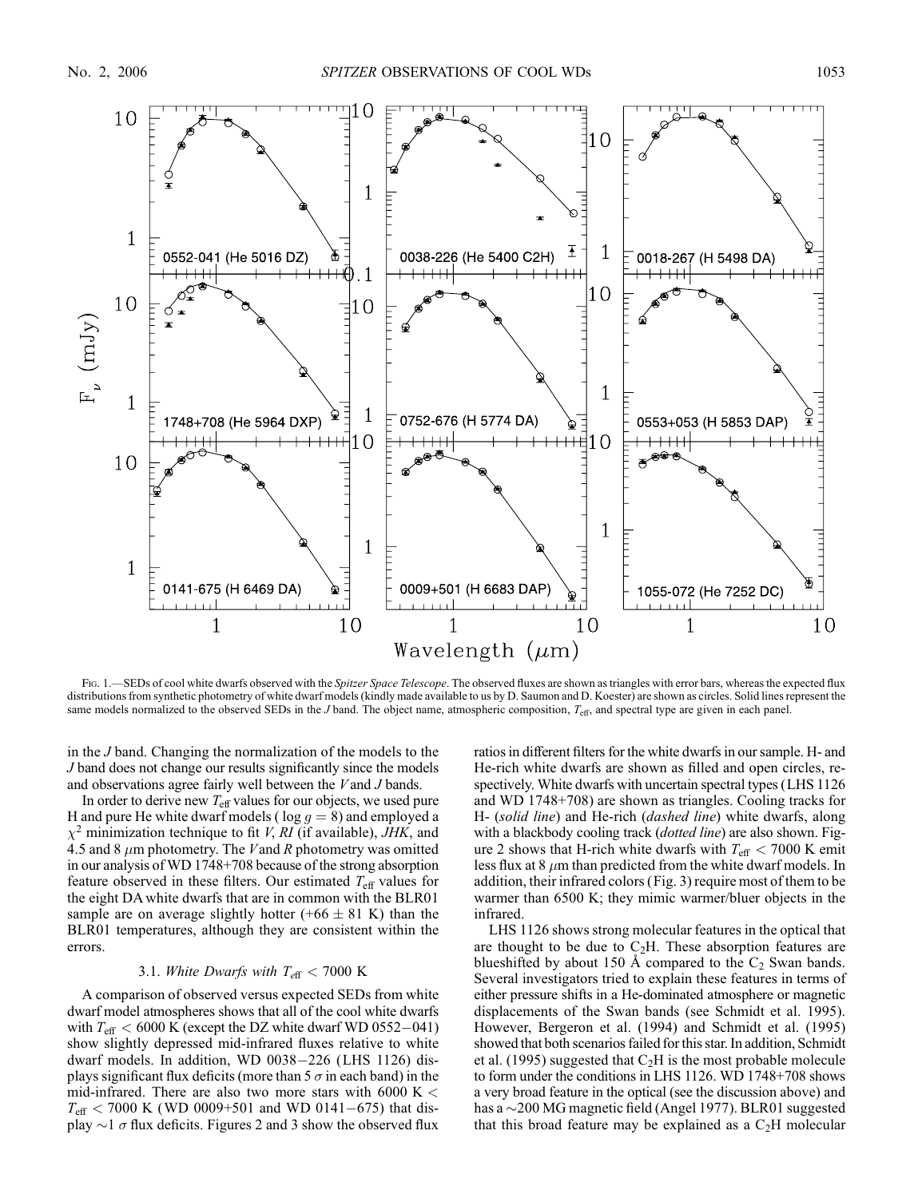Fig. 1.—SEDs of cool white dwarfs observed with the *Spitzer Space Telescope*. The observed fluxes are shown as triangles with error bars, whereas the expected flux distributions from synthetic photometry of white dwarf models (kindly made available to us by D. Saumon and D. Koester) are shown as circles. Solid lines represent the same models normalized to the observed SEDs in the *J* band. The object name, atmospheric composition, $T_{\rm eff}$, and spectral type are given in each panel.

in the *J* band. Changing the normalization of the models to the *J* band does not change our results significantly since the models and observations agree fairly well between the *V* and *J* bands.

In order to derive new $T_{\rm eff}$ values for our objects, we used pure H and pure He white dwarf models ($\log g = 8$) and employed a $\chi^2$ minimization technique to fit *V*, *RI* (if available), *JHK*, and 4.5 and 8 $\mu$m photometry. The *V* and *R* photometry was omitted in our analysis of WD 1748+708 because of the strong absorption feature observed in these filters. Our estimated $T_{\rm eff}$ values for the eight DA white dwarfs that are in common with the BLR01 sample are on average slightly hotter ($+66 \pm 81$ K) than the BLR01 temperatures, although they are consistent within the errors.

### 3.1. *White Dwarfs with* $T_{\rm eff} < 7000$ K

A comparison of observed versus expected SEDs from white dwarf model atmospheres shows that all of the cool white dwarfs with $T_{\rm eff} < 6000$ K (except the DZ white dwarf WD 0552−041) show slightly depressed mid-infrared fluxes relative to white dwarf models. In addition, WD 0038−226 (LHS 1126) displays significant flux deficits (more than 5 $\sigma$ in each band) in the mid-infrared. There are also two more stars with 6000 K $< T_{\rm eff} <$ 7000 K (WD 0009+501 and WD 0141−675) that display $\sim$1 $\sigma$ flux deficits. Figures 2 and 3 show the observed flux ratios in different filters for the white dwarfs in our sample. H- and He-rich white dwarfs are shown as filled and open circles, respectively. White dwarfs with uncertain spectral types (LHS 1126 and WD 1748+708) are shown as triangles. Cooling tracks for H- (*solid line*) and He-rich (*dashed line*) white dwarfs, along with a blackbody cooling track (*dotted line*) are also shown. Figure 2 shows that H-rich white dwarfs with $T_{\rm eff} < 7000$ K emit less flux at 8 $\mu$m than predicted from the white dwarf models. In addition, their infrared colors (Fig. 3) require most of them to be warmer than 6500 K; they mimic warmer/bluer objects in the infrared.

LHS 1126 shows strong molecular features in the optical that are thought to be due to $C_2H$. These absorption features are blueshifted by about 150 Å compared to the $C_2$ Swan bands. Several investigators tried to explain these features in terms of either pressure shifts in a He-dominated atmosphere or magnetic displacements of the Swan bands (see Schmidt et al. 1995). However, Bergeron et al. (1994) and Schmidt et al. (1995) showed that both scenarios failed for this star. In addition, Schmidt et al. (1995) suggested that $C_2H$ is the most probable molecule to form under the conditions in LHS 1126. WD 1748+708 shows a very broad feature in the optical (see the discussion above) and has a $\sim$200 MG magnetic field (Angel 1977). BLR01 suggested that this broad feature may be explained as a $C_2H$ molecular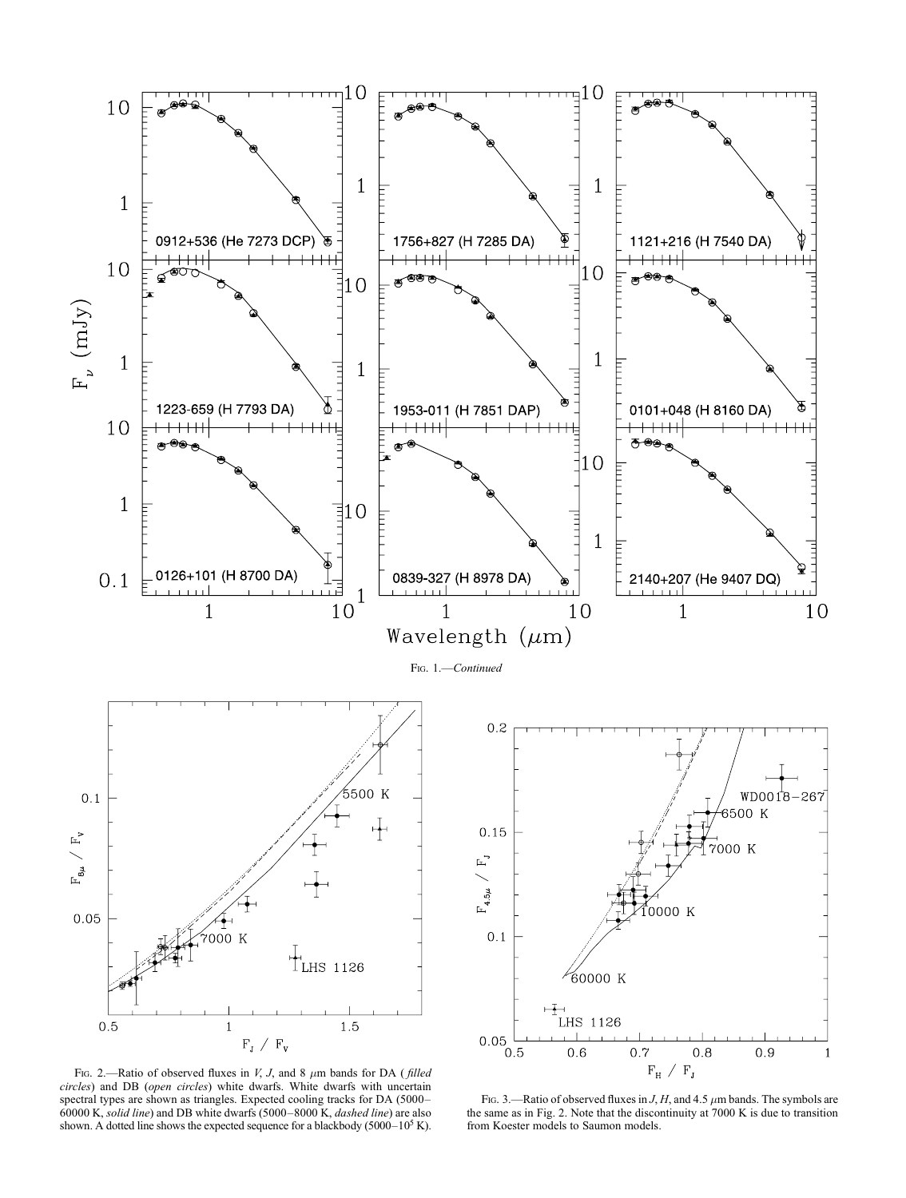FIG. 1.—*Continued*

FIG. 2.—Ratio of observed fluxes in *V*, *J*, and 8 $\mu$m bands for DA (*filled circles*) and DB (*open circles*) white dwarfs. White dwarfs with uncertain spectral types are shown as triangles. Expected cooling tracks for DA (5000–60000 K, *solid line*) and DB white dwarfs (5000–8000 K, *dashed line*) are also shown. A dotted line shows the expected sequence for a blackbody (5000–$10^5$ K).

FIG. 3.—Ratio of observed fluxes in *J*, *H*, and 4.5 $\mu$m bands. The symbols are the same as in Fig. 2. Note that the discontinuity at 7000 K is due to transition from Koester models to Saumon models.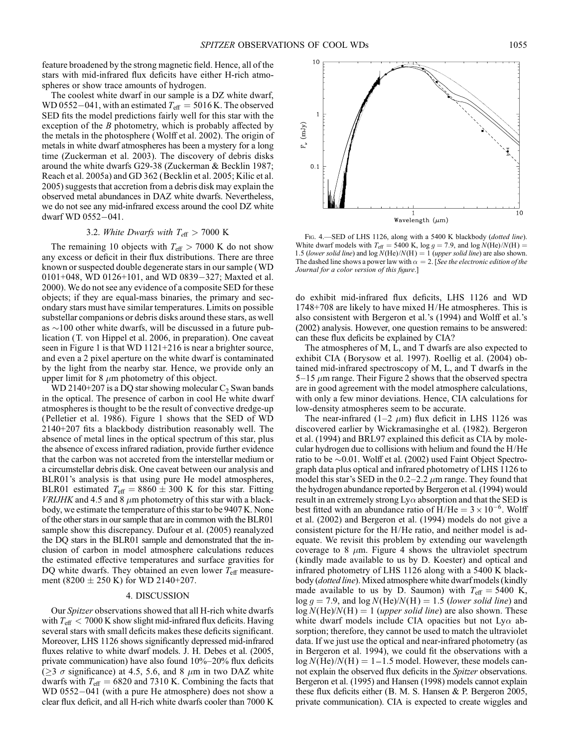feature broadened by the strong magnetic field. Hence, all of the stars with mid-infrared flux deficits have either H-rich atmospheres or show trace amounts of hydrogen.

The coolest white dwarf in our sample is a DZ white dwarf, WD 0552−041, with an estimated $T_{\rm eff} = 5016$ K. The observed SED fits the model predictions fairly well for this star with the exception of the *B* photometry, which is probably affected by the metals in the photosphere (Wolff et al. 2002). The origin of metals in white dwarf atmospheres has been a mystery for a long time (Zuckerman et al. 2003). The discovery of debris disks around the white dwarfs G29-38 (Zuckerman & Becklin 1987; Reach et al. 2005a) and GD 362 (Becklin et al. 2005; Kilic et al. 2005) suggests that accretion from a debris disk may explain the observed metal abundances in DAZ white dwarfs. Nevertheless, we do not see any mid-infrared excess around the cool DZ white dwarf WD 0552−041.

### 3.2. *White Dwarfs with $T_{\rm eff} > 7000$ K*

The remaining 10 objects with $T_{\rm eff} > 7000$ K do not show any excess or deficit in their flux distributions. There are three known or suspected double degenerate stars in our sample (WD 0101+048, WD 0126+101, and WD 0839−327; Maxted et al. 2000). We do not see any evidence of a composite SED for these objects; if they are equal-mass binaries, the primary and secondary stars must have similar temperatures. Limits on possible substellar companions or debris disks around these stars, as well as ~100 other white dwarfs, will be discussed in a future publication (T. von Hippel et al. 2006, in preparation). One caveat seen in Figure 1 is that WD 1121+216 is near a brighter source, and even a 2 pixel aperture on the white dwarf is contaminated by the light from the nearby star. Hence, we provide only an upper limit for 8 $\mu$m photometry of this object.

WD 2140+207 is a DQ star showing molecular $C_2$ Swan bands in the optical. The presence of carbon in cool He white dwarf atmospheres is thought to be the result of convective dredge-up (Pelletier et al. 1986). Figure 1 shows that the SED of WD 2140+207 fits a blackbody distribution reasonably well. The absence of metal lines in the optical spectrum of this star, plus the absence of excess infrared radiation, provide further evidence that the carbon was not accreted from the interstellar medium or a circumstellar debris disk. One caveat between our analysis and BLR01's analysis is that using pure He model atmospheres, BLR01 estimated $T_{\rm eff} = 8860 \pm 300$ K for this star. Fitting *VRIJHK* and 4.5 and 8 $\mu$m photometry of this star with a blackbody, we estimate the temperature of this star to be 9407 K. None of the other stars in our sample that are in common with the BLR01 sample show this discrepancy. Dufour et al. (2005) reanalyzed the DQ stars in the BLR01 sample and demonstrated that the inclusion of carbon in model atmosphere calculations reduces the estimated effective temperatures and surface gravities for DQ white dwarfs. They obtained an even lower $T_{\rm eff}$ measurement ($8200 \pm 250$ K) for WD 2140+207.

## 4. DISCUSSION

Our *Spitzer* observations showed that all H-rich white dwarfs with $T_{\rm eff} < 7000$ K show slight mid-infrared flux deficits. Having several stars with small deficits makes these deficits significant. Moreover, LHS 1126 shows significantly depressed mid-infrared fluxes relative to white dwarf models. J. H. Debes et al. (2005, private communication) have also found 10%–20% flux deficits ($\geq 3\ \sigma$ significance) at 4.5, 5.6, and 8 $\mu$m in two DAZ white dwarfs with $T_{\rm eff} = 6820$ and 7310 K. Combining the facts that WD 0552−041 (with a pure He atmosphere) does not show a clear flux deficit, and all H-rich white dwarfs cooler than 7000 K do exhibit mid-infrared flux deficits, LHS 1126 and WD 1748+708 are likely to have mixed H/He atmospheres. This is also consistent with Bergeron et al.'s (1994) and Wolff et al.'s (2002) analysis. However, one question remains to be answered: can these flux deficits be explained by CIA?

Fig. 4.—SED of LHS 1126, along with a 5400 K blackbody (*dotted line*). White dwarf models with $T_{\rm eff} = 5400$ K, $\log g = 7.9$, and $\log N({\rm He})/N({\rm H}) = 1.5$ (*lower solid line*) and $\log N({\rm He})/N({\rm H}) = 1$ (*upper solid line*) are also shown. The dashed line shows a power law with $\alpha = 2$. [*See the electronic edition of the Journal for a color version of this figure.*]

The atmospheres of M, L, and T dwarfs are also expected to exhibit CIA (Borysow et al. 1997). Roellig et al. (2004) obtained mid-infrared spectroscopy of M, L, and T dwarfs in the 5–15 $\mu$m range. Their Figure 2 shows that the observed spectra are in good agreement with the model atmosphere calculations, with only a few minor deviations. Hence, CIA calculations for low-density atmospheres seem to be accurate.

The near-infrared (1–2 $\mu$m) flux deficit in LHS 1126 was discovered earlier by Wickramasinghe et al. (1982). Bergeron et al. (1994) and BRL97 explained this deficit as CIA by molecular hydrogen due to collisions with helium and found the H/He ratio to be ~0.01. Wolff et al. (2002) used Faint Object Spectrograph data plus optical and infrared photometry of LHS 1126 to model this star's SED in the 0.2–2.2 $\mu$m range. They found that the hydrogen abundance reported by Bergeron et al. (1994) would result in an extremely strong Ly$\alpha$ absorption and that the SED is best fitted with an abundance ratio of ${\rm H/He} = 3 \times 10^{-6}$. Wolff et al. (2002) and Bergeron et al. (1994) models do not give a consistent picture for the H/He ratio, and neither model is adequate. We revisit this problem by extending our wavelength coverage to 8 $\mu$m. Figure 4 shows the ultraviolet spectrum (kindly made available to us by D. Koester) and optical and infrared photometry of LHS 1126 along with a 5400 K blackbody (*dotted line*). Mixed atmosphere white dwarf models (kindly made available to us by D. Saumon) with $T_{\rm eff} = 5400$ K, $\log g = 7.9$, and $\log N({\rm He})/N({\rm H}) = 1.5$ (*lower solid line*) and $\log N({\rm He})/N({\rm H}) = 1$ (*upper solid line*) are also shown. These white dwarf models include CIA opacities but not Ly$\alpha$ absorption; therefore, they cannot be used to match the ultraviolet data. If we just use the optical and near-infrared photometry (as in Bergeron et al. 1994), we could fit the observations with a $\log N({\rm He})/N({\rm H}) = 1$–$1.5$ model. However, these models cannot explain the observed flux deficits in the *Spitzer* observations. Bergeron et al. (1995) and Hansen (1998) models cannot explain these flux deficits either (B. M. S. Hansen & P. Bergeron 2005, private communication). CIA is expected to create wiggles and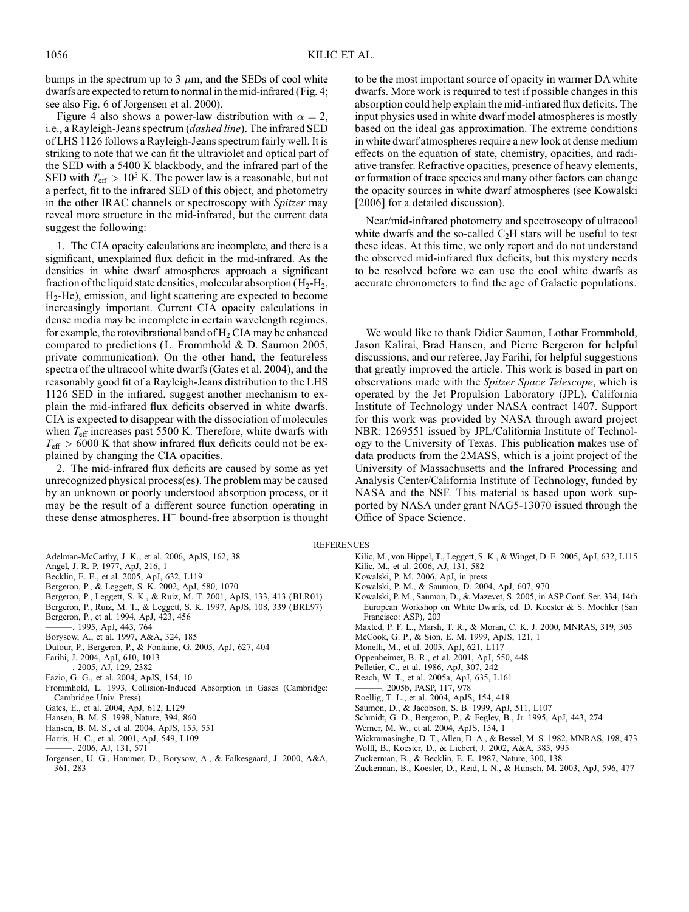bumps in the spectrum up to 3 $\mu$m, and the SEDs of cool white dwarfs are expected to return to normal in the mid-infrared (Fig. 4; see also Fig. 6 of Jorgensen et al. 2000).

Figure 4 also shows a power-law distribution with $\alpha = 2$, i.e., a Rayleigh-Jeans spectrum (*dashed line*). The infrared SED of LHS 1126 follows a Rayleigh-Jeans spectrum fairly well. It is striking to note that we can fit the ultraviolet and optical part of the SED with a 5400 K blackbody, and the infrared part of the SED with $T_{\rm eff} > 10^5$ K. The power law is a reasonable, but not a perfect, fit to the infrared SED of this object, and photometry in the other IRAC channels or spectroscopy with *Spitzer* may reveal more structure in the mid-infrared, but the current data suggest the following:

1. The CIA opacity calculations are incomplete, and there is a significant, unexplained flux deficit in the mid-infrared. As the densities in white dwarf atmospheres approach a significant fraction of the liquid state densities, molecular absorption ($H_2$-$H_2$, $H_2$-He), emission, and light scattering are expected to become increasingly important. Current CIA opacity calculations in dense media may be incomplete in certain wavelength regimes, for example, the rotovibrational band of $H_2$ CIA may be enhanced compared to predictions (L. Frommhold & D. Saumon 2005, private communication). On the other hand, the featureless spectra of the ultracool white dwarfs (Gates et al. 2004), and the reasonably good fit of a Rayleigh-Jeans distribution to the LHS 1126 SED in the infrared, suggest another mechanism to explain the mid-infrared flux deficits observed in white dwarfs. CIA is expected to disappear with the dissociation of molecules when $T_{\rm eff}$ increases past 5500 K. Therefore, white dwarfs with $T_{\rm eff} > 6000$ K that show infrared flux deficits could not be explained by changing the CIA opacities.

2. The mid-infrared flux deficits are caused by some as yet unrecognized physical process(es). The problem may be caused by an unknown or poorly understood absorption process, or it may be the result of a different source function operating in these dense atmospheres. $H^-$ bound-free absorption is thought to be the most important source of opacity in warmer DA white dwarfs. More work is required to test if possible changes in this absorption could help explain the mid-infrared flux deficits. The input physics used in white dwarf model atmospheres is mostly based on the ideal gas approximation. The extreme conditions in white dwarf atmospheres require a new look at dense medium effects on the equation of state, chemistry, opacities, and radiative transfer. Refractive opacities, presence of heavy elements, or formation of trace species and many other factors can change the opacity sources in white dwarf atmospheres (see Kowalski [2006] for a detailed discussion).

Near/mid-infrared photometry and spectroscopy of ultracool white dwarfs and the so-called $C_2H$ stars will be useful to test these ideas. At this time, we only report and do not understand the observed mid-infrared flux deficits, but this mystery needs to be resolved before we can use the cool white dwarfs as accurate chronometers to find the age of Galactic populations.

We would like to thank Didier Saumon, Lothar Frommhold, Jason Kalirai, Brad Hansen, and Pierre Bergeron for helpful discussions, and our referee, Jay Farihi, for helpful suggestions that greatly improved the article. This work is based in part on observations made with the *Spitzer Space Telescope*, which is operated by the Jet Propulsion Laboratory (JPL), California Institute of Technology under NASA contract 1407. Support for this work was provided by NASA through award project NBR: 1269551 issued by JPL/California Institute of Technology to the University of Texas. This publication makes use of data products from the 2MASS, which is a joint project of the University of Massachusetts and the Infrared Processing and Analysis Center/California Institute of Technology, funded by NASA and the NSF. This material is based upon work supported by NASA under grant NAG5-13070 issued through the Office of Space Science.

## REFERENCES

Adelman-McCarthy, J. K., et al. 2006, ApJS, 162, 38
Angel, J. R. P. 1977, ApJ, 216, 1
Becklin, E. E., et al. 2005, ApJ, 632, L119
Bergeron, P., & Leggett, S. K. 2002, ApJ, 580, 1070
Bergeron, P., Leggett, S. K., & Ruiz, M. T. 2001, ApJS, 133, 413 (BLR01)
Bergeron, P., Ruiz, M. T., & Leggett, S. K. 1997, ApJS, 108, 339 (BRL97)
Bergeron, P., et al. 1994, ApJ, 423, 456
———. 1995, ApJ, 443, 764
Borysow, A., et al. 1997, A&A, 324, 185
Dufour, P., Bergeron, P., & Fontaine, G. 2005, ApJ, 627, 404
Farihi, J. 2004, ApJ, 610, 1013
———. 2005, AJ, 129, 2382
Fazio, G. G., et al. 2004, ApJS, 154, 10
Frommhold, L. 1993, Collision-Induced Absorption in Gases (Cambridge: Cambridge Univ. Press)
Gates, E., et al. 2004, ApJ, 612, L129
Hansen, B. M. S. 1998, Nature, 394, 860
Hansen, B. M. S., et al. 2004, ApJS, 155, 551
Harris, H. C., et al. 2001, ApJ, 549, L109
———. 2006, AJ, 131, 571
Jorgensen, U. G., Hammer, D., Borysow, A., & Falkesgaard, J. 2000, A&A, 361, 283
Kilic, M., von Hippel, T., Leggett, S. K., & Winget, D. E. 2005, ApJ, 632, L115
Kilic, M., et al. 2006, AJ, 131, 582
Kowalski, P. M. 2006, ApJ, in press
Kowalski, P. M., & Saumon, D. 2004, ApJ, 607, 970
Kowalski, P. M., Saumon, D., & Mazevet, S. 2005, in ASP Conf. Ser. 334, 14th European Workshop on White Dwarfs, ed. D. Koester & S. Moehler (San Francisco: ASP), 203
Maxted, P. F. L., Marsh, T. R., & Moran, C. K. J. 2000, MNRAS, 319, 305
McCook, G. P., & Sion, E. M. 1999, ApJS, 121, 1
Monelli, M., et al. 2005, ApJ, 621, L117
Oppenheimer, B. R., et al. 2001, ApJ, 550, 448
Pelletier, C., et al. 1986, ApJ, 307, 242
Reach, W. T., et al. 2005a, ApJ, 635, L161
———. 2005b, PASP, 117, 978
Roellig, T. L., et al. 2004, ApJS, 154, 418
Saumon, D., & Jacobson, S. B. 1999, ApJ, 511, L107
Schmidt, G. D., Bergeron, P., & Fegley, B., Jr. 1995, ApJ, 443, 274
Werner, M. W., et al. 2004, ApJS, 154, 1
Wickramasinghe, D. T., Allen, D. A., & Bessel, M. S. 1982, MNRAS, 198, 473
Wolff, B., Koester, D., & Liebert, J. 2002, A&A, 385, 995
Zuckerman, B., & Becklin, E. E. 1987, Nature, 300, 138
Zuckerman, B., Koester, D., Reid, I. N., & Hunsch, M. 2003, ApJ, 596, 477